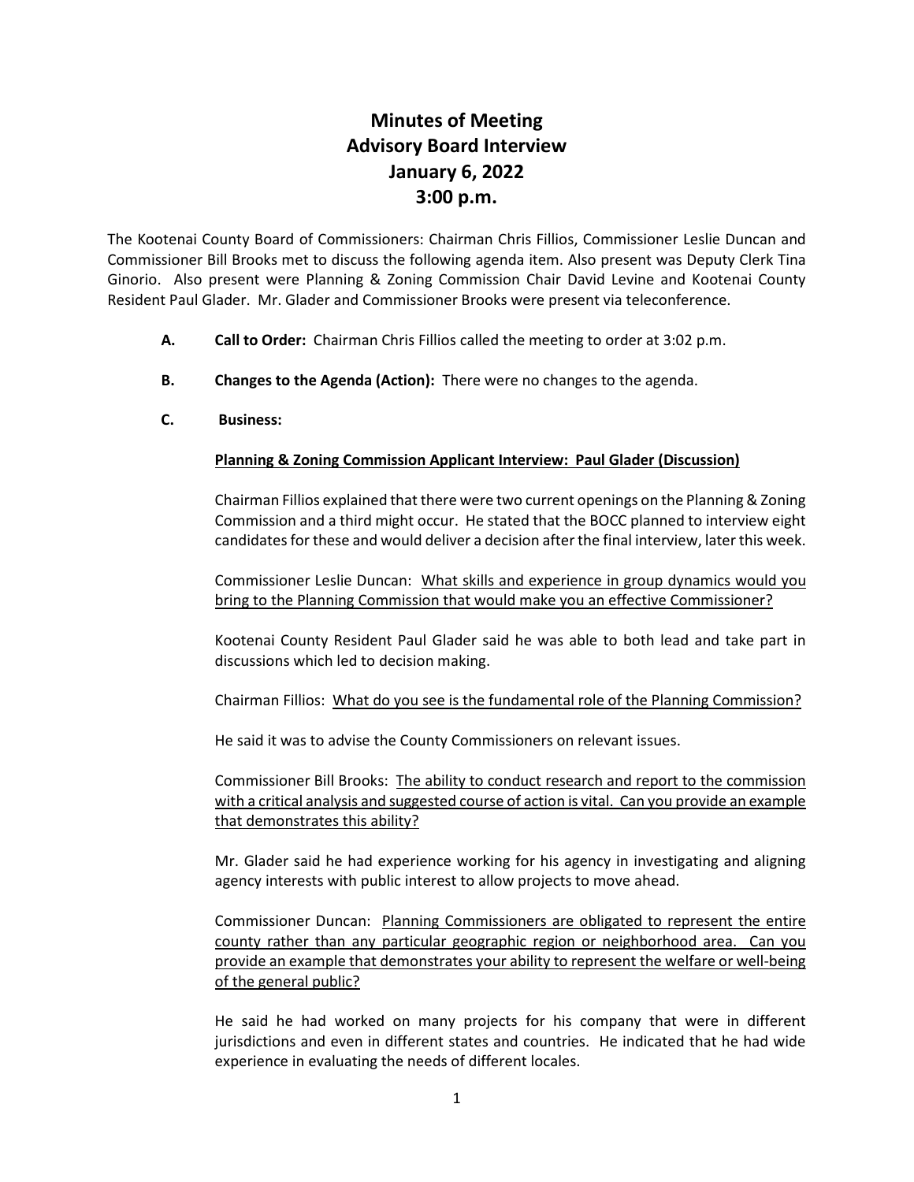# Minutes of Meeting
# Advisory Board Interview
# January 6, 2022
# 3:00 p.m.

The Kootenai County Board of Commissioners: Chairman Chris Fillios, Commissioner Leslie Duncan and Commissioner Bill Brooks met to discuss the following agenda item. Also present was Deputy Clerk Tina Ginorio. Also present were Planning & Zoning Commission Chair David Levine and Kootenai County Resident Paul Glader. Mr. Glader and Commissioner Brooks were present via teleconference.

**A. Call to Order:** Chairman Chris Fillios called the meeting to order at 3:02 p.m.

**B. Changes to the Agenda (Action):** There were no changes to the agenda.

**C. Business:**

<u>**Planning & Zoning Commission Applicant Interview: Paul Glader (Discussion)**</u>

Chairman Fillios explained that there were two current openings on the Planning & Zoning Commission and a third might occur. He stated that the BOCC planned to interview eight candidates for these and would deliver a decision after the final interview, later this week.

Commissioner Leslie Duncan: <u>What skills and experience in group dynamics would you bring to the Planning Commission that would make you an effective Commissioner?</u>

Kootenai County Resident Paul Glader said he was able to both lead and take part in discussions which led to decision making.

Chairman Fillios: <u>What do you see is the fundamental role of the Planning Commission?</u>

He said it was to advise the County Commissioners on relevant issues.

Commissioner Bill Brooks: <u>The ability to conduct research and report to the commission with a critical analysis and suggested course of action is vital. Can you provide an example that demonstrates this ability?</u>

Mr. Glader said he had experience working for his agency in investigating and aligning agency interests with public interest to allow projects to move ahead.

Commissioner Duncan: <u>Planning Commissioners are obligated to represent the entire county rather than any particular geographic region or neighborhood area. Can you provide an example that demonstrates your ability to represent the welfare or well-being of the general public?</u>

He said he had worked on many projects for his company that were in different jurisdictions and even in different states and countries. He indicated that he had wide experience in evaluating the needs of different locales.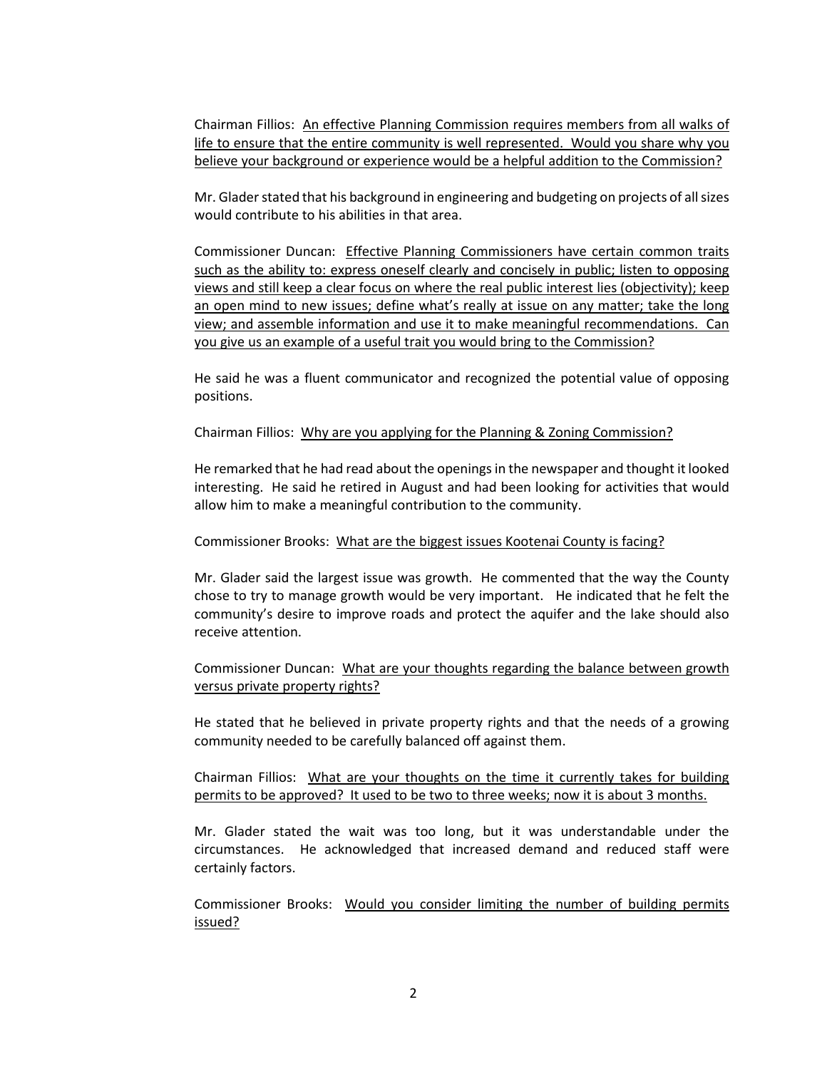Chairman Fillios: <u>An effective Planning Commission requires members from all walks of life to ensure that the entire community is well represented. Would you share why you believe your background or experience would be a helpful addition to the Commission?</u>

Mr. Glader stated that his background in engineering and budgeting on projects of all sizes would contribute to his abilities in that area.

Commissioner Duncan: <u>Effective Planning Commissioners have certain common traits such as the ability to: express oneself clearly and concisely in public; listen to opposing views and still keep a clear focus on where the real public interest lies (objectivity); keep an open mind to new issues; define what's really at issue on any matter; take the long view; and assemble information and use it to make meaningful recommendations. Can you give us an example of a useful trait you would bring to the Commission?</u>

He said he was a fluent communicator and recognized the potential value of opposing positions.

Chairman Fillios: <u>Why are you applying for the Planning & Zoning Commission?</u>

He remarked that he had read about the openings in the newspaper and thought it looked interesting. He said he retired in August and had been looking for activities that would allow him to make a meaningful contribution to the community.

Commissioner Brooks: <u>What are the biggest issues Kootenai County is facing?</u>

Mr. Glader said the largest issue was growth. He commented that the way the County chose to try to manage growth would be very important. He indicated that he felt the community's desire to improve roads and protect the aquifer and the lake should also receive attention.

Commissioner Duncan: <u>What are your thoughts regarding the balance between growth versus private property rights?</u>

He stated that he believed in private property rights and that the needs of a growing community needed to be carefully balanced off against them.

Chairman Fillios: <u>What are your thoughts on the time it currently takes for building permits to be approved? It used to be two to three weeks; now it is about 3 months.</u>

Mr. Glader stated the wait was too long, but it was understandable under the circumstances. He acknowledged that increased demand and reduced staff were certainly factors.

Commissioner Brooks: <u>Would you consider limiting the number of building permits issued?</u>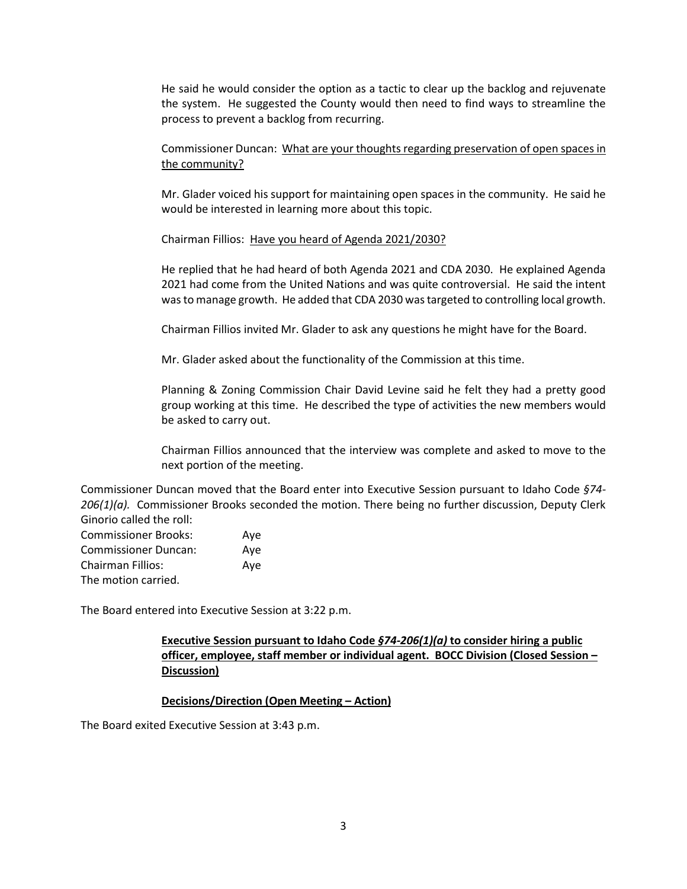He said he would consider the option as a tactic to clear up the backlog and rejuvenate the system. He suggested the County would then need to find ways to streamline the process to prevent a backlog from recurring.

Commissioner Duncan: <u>What are your thoughts regarding preservation of open spaces in the community?</u>

Mr. Glader voiced his support for maintaining open spaces in the community. He said he would be interested in learning more about this topic.

Chairman Fillios: <u>Have you heard of Agenda 2021/2030?</u>

He replied that he had heard of both Agenda 2021 and CDA 2030. He explained Agenda 2021 had come from the United Nations and was quite controversial. He said the intent was to manage growth. He added that CDA 2030 was targeted to controlling local growth.

Chairman Fillios invited Mr. Glader to ask any questions he might have for the Board.

Mr. Glader asked about the functionality of the Commission at this time.

Planning & Zoning Commission Chair David Levine said he felt they had a pretty good group working at this time. He described the type of activities the new members would be asked to carry out.

Chairman Fillios announced that the interview was complete and asked to move to the next portion of the meeting.

Commissioner Duncan moved that the Board enter into Executive Session pursuant to Idaho Code *§74-206(1)(a).* Commissioner Brooks seconded the motion. There being no further discussion, Deputy Clerk Ginorio called the roll:

Commissioner Brooks: Aye
Commissioner Duncan: Aye
Chairman Fillios: Aye
The motion carried.

The Board entered into Executive Session at 3:22 p.m.

**<u>Executive Session pursuant to Idaho Code *§74-206(1)(a)* to consider hiring a public officer, employee, staff member or individual agent. BOCC Division (Closed Session – Discussion)</u>**

**<u>Decisions/Direction (Open Meeting – Action)</u>**

The Board exited Executive Session at 3:43 p.m.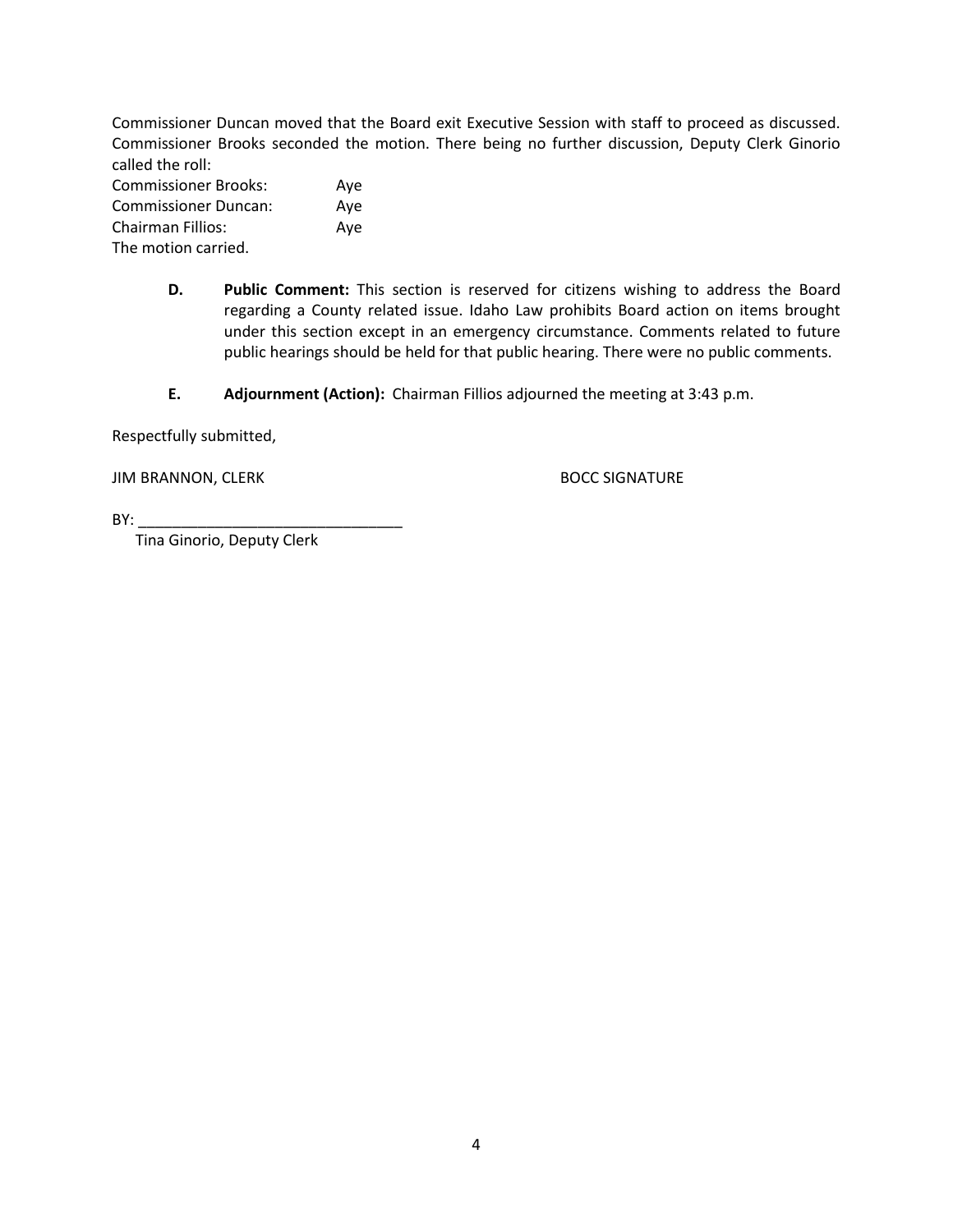Commissioner Duncan moved that the Board exit Executive Session with staff to proceed as discussed. Commissioner Brooks seconded the motion. There being no further discussion, Deputy Clerk Ginorio called the roll:

Commissioner Brooks: Aye
Commissioner Duncan: Aye
Chairman Fillios: Aye
The motion carried.

**D. Public Comment:** This section is reserved for citizens wishing to address the Board regarding a County related issue. Idaho Law prohibits Board action on items brought under this section except in an emergency circumstance. Comments related to future public hearings should be held for that public hearing. There were no public comments.

**E. Adjournment (Action):** Chairman Fillios adjourned the meeting at 3:43 p.m.

Respectfully submitted,

JIM BRANNON, CLERK BOCC SIGNATURE

BY: ______________________________
Tina Ginorio, Deputy Clerk